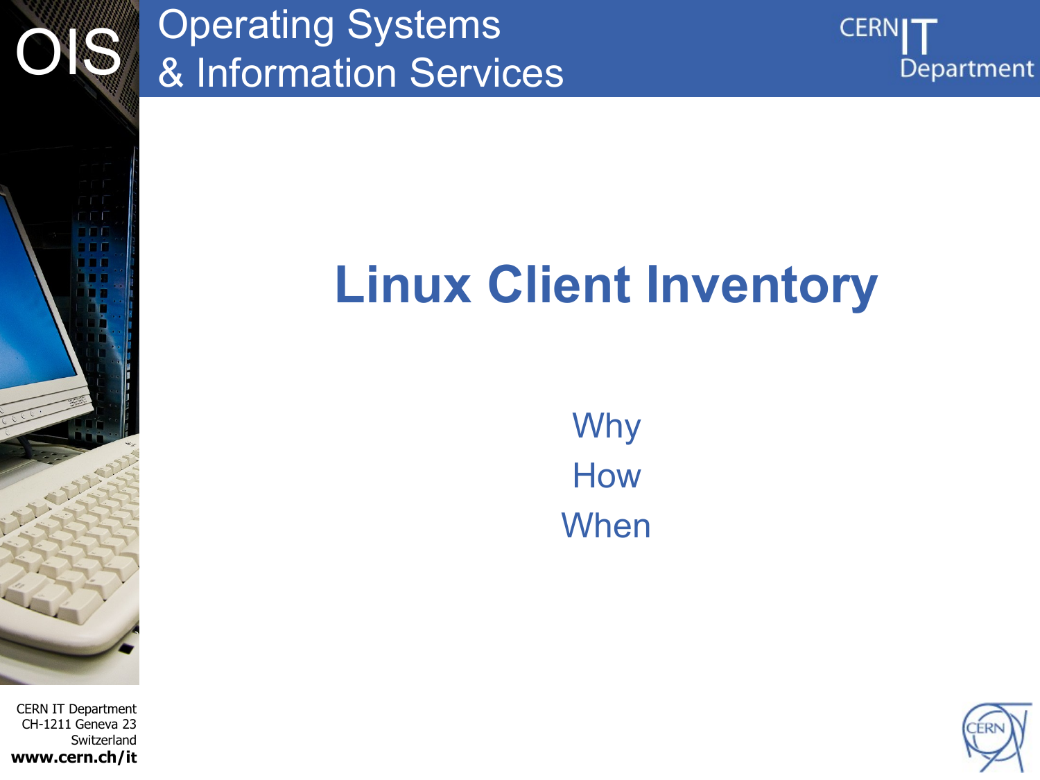# Linux Client Inventory

Why

How

When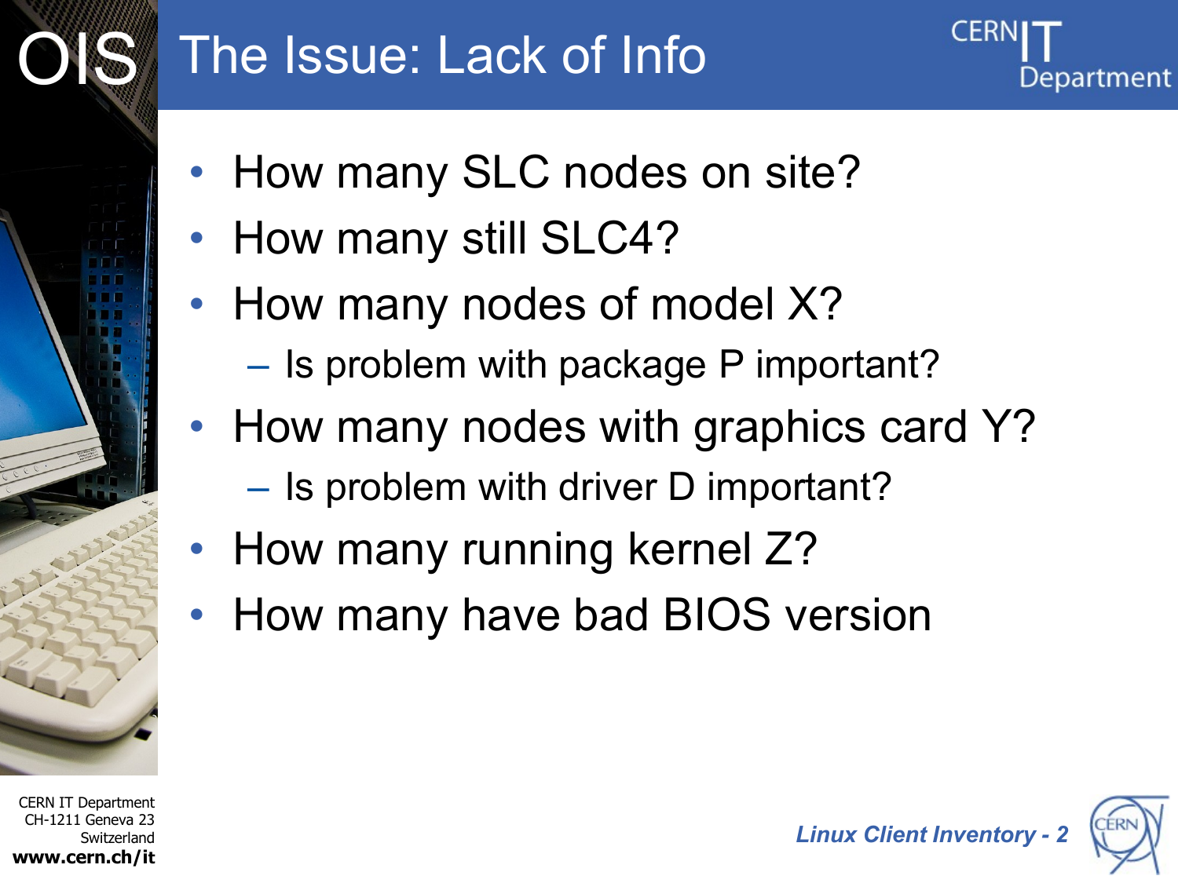# The Issue: Lack of Info

- How many SLC nodes on site?
- How many still SLC4?
- How many nodes of model X?
  - Is problem with package P important?
- How many nodes with graphics card Y?
  - Is problem with driver D important?
- How many running kernel Z?
- How many have bad BIOS version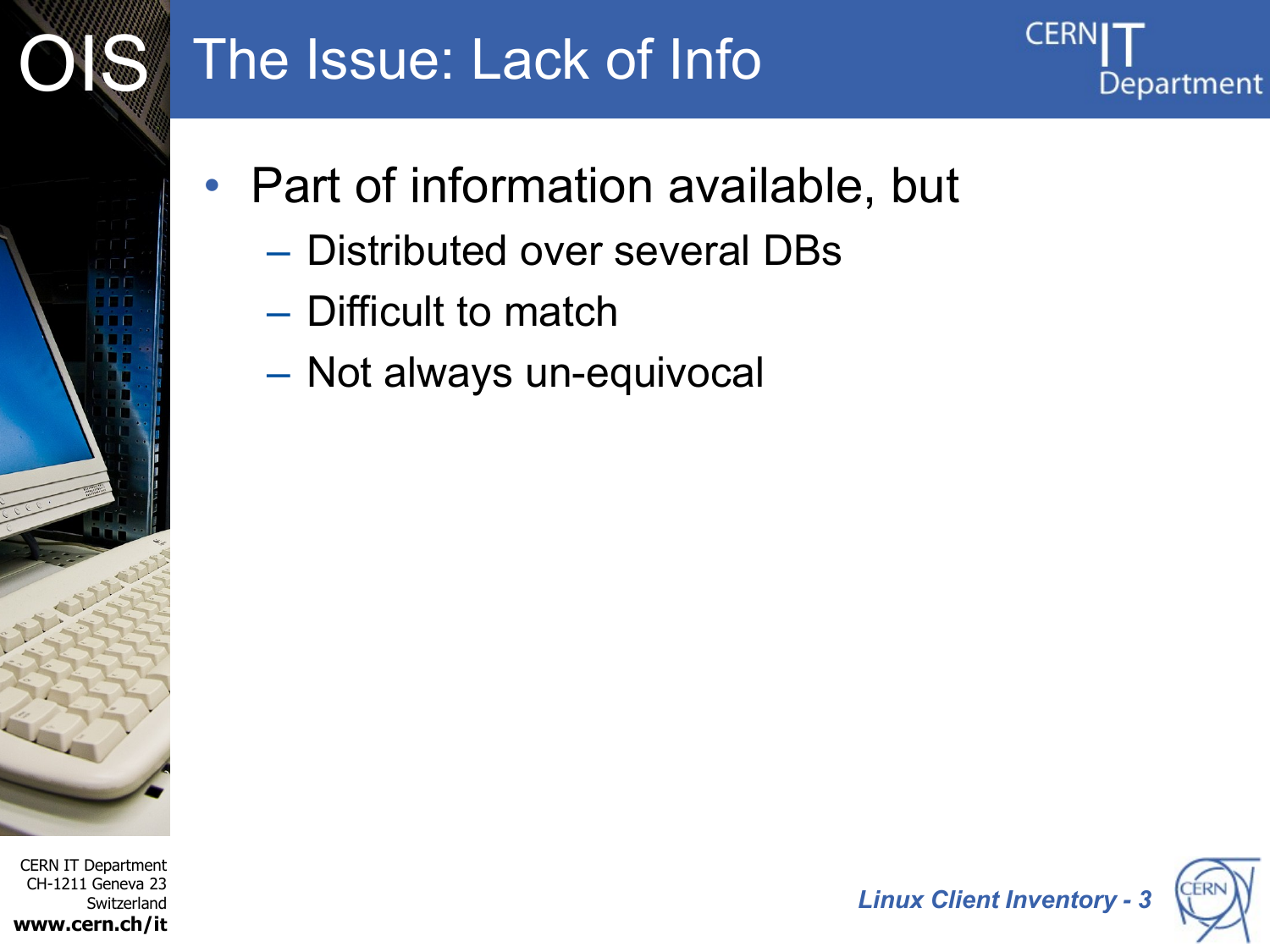# The Issue: Lack of Info

- Part of information available, but
  - Distributed over several DBs
  - Difficult to match
  - Not always un-equivocal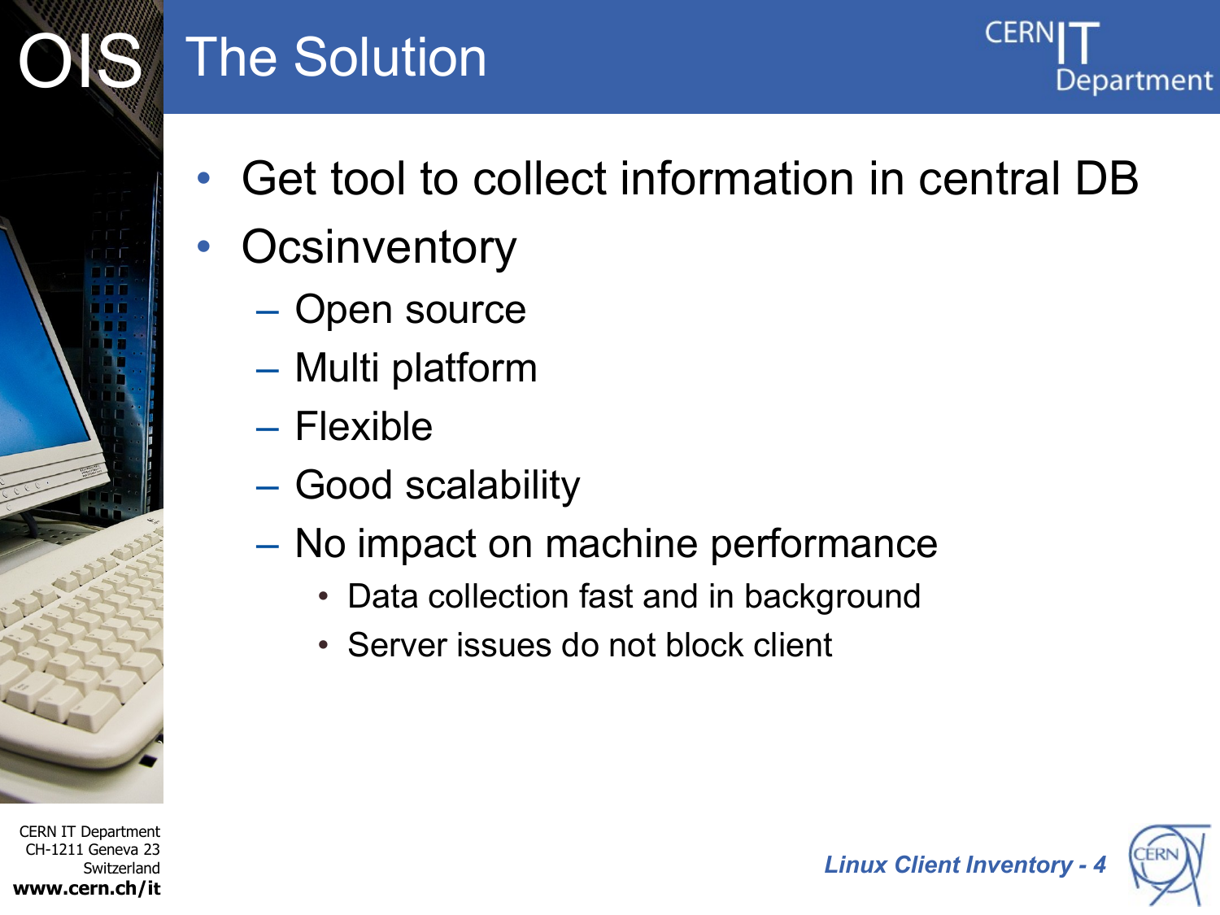# The Solution

- Get tool to collect information in central DB
- Ocsinventory
  - Open source
  - Multi platform
  - Flexible
  - Good scalability
  - No impact on machine performance
    - Data collection fast and in background
    - Server issues do not block client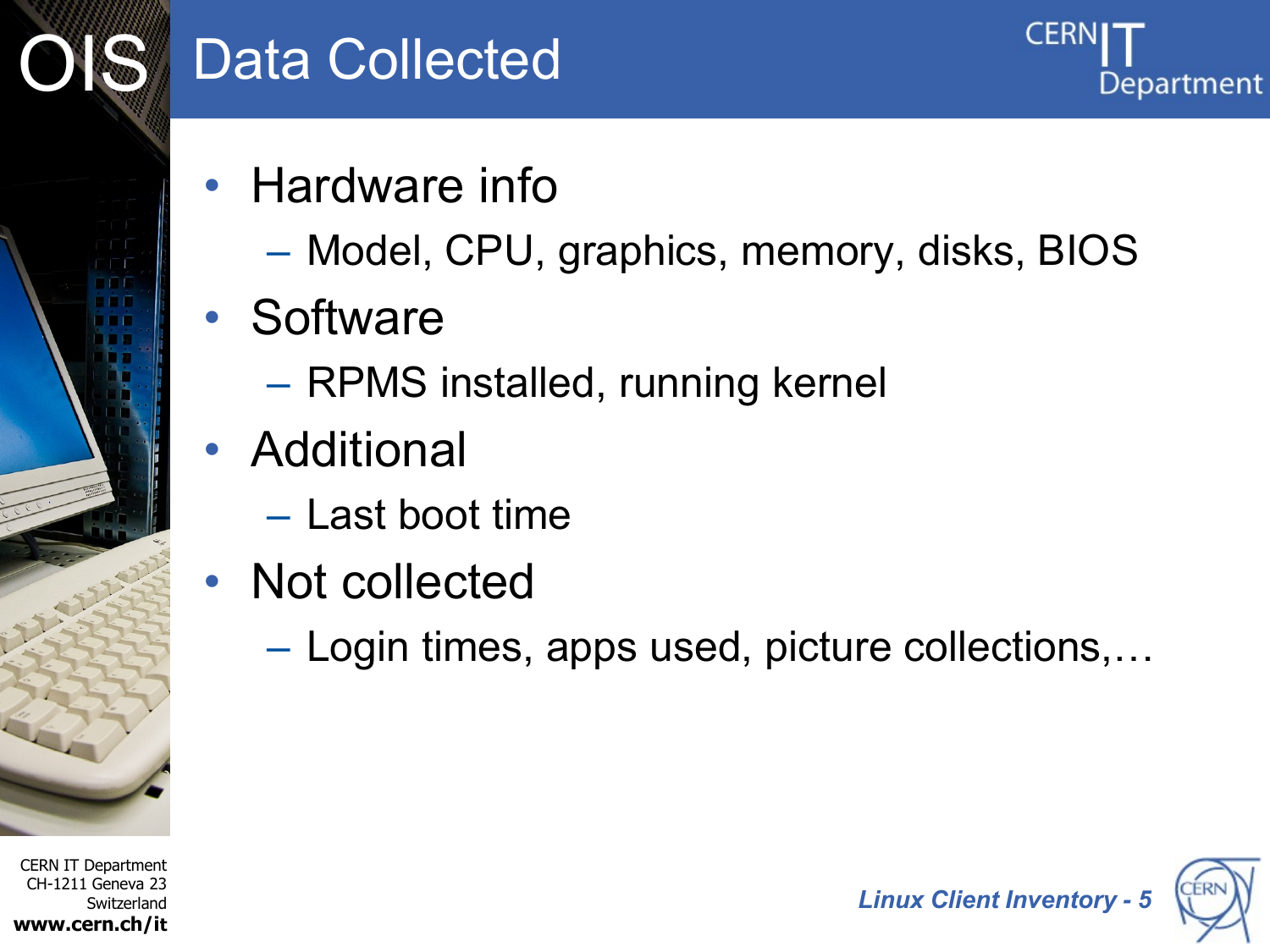# Data Collected

- Hardware info
  - Model, CPU, graphics, memory, disks, BIOS
- Software
  - RPMS installed, running kernel
- Additional
  - Last boot time
- Not collected
  - Login times, apps used, picture collections,…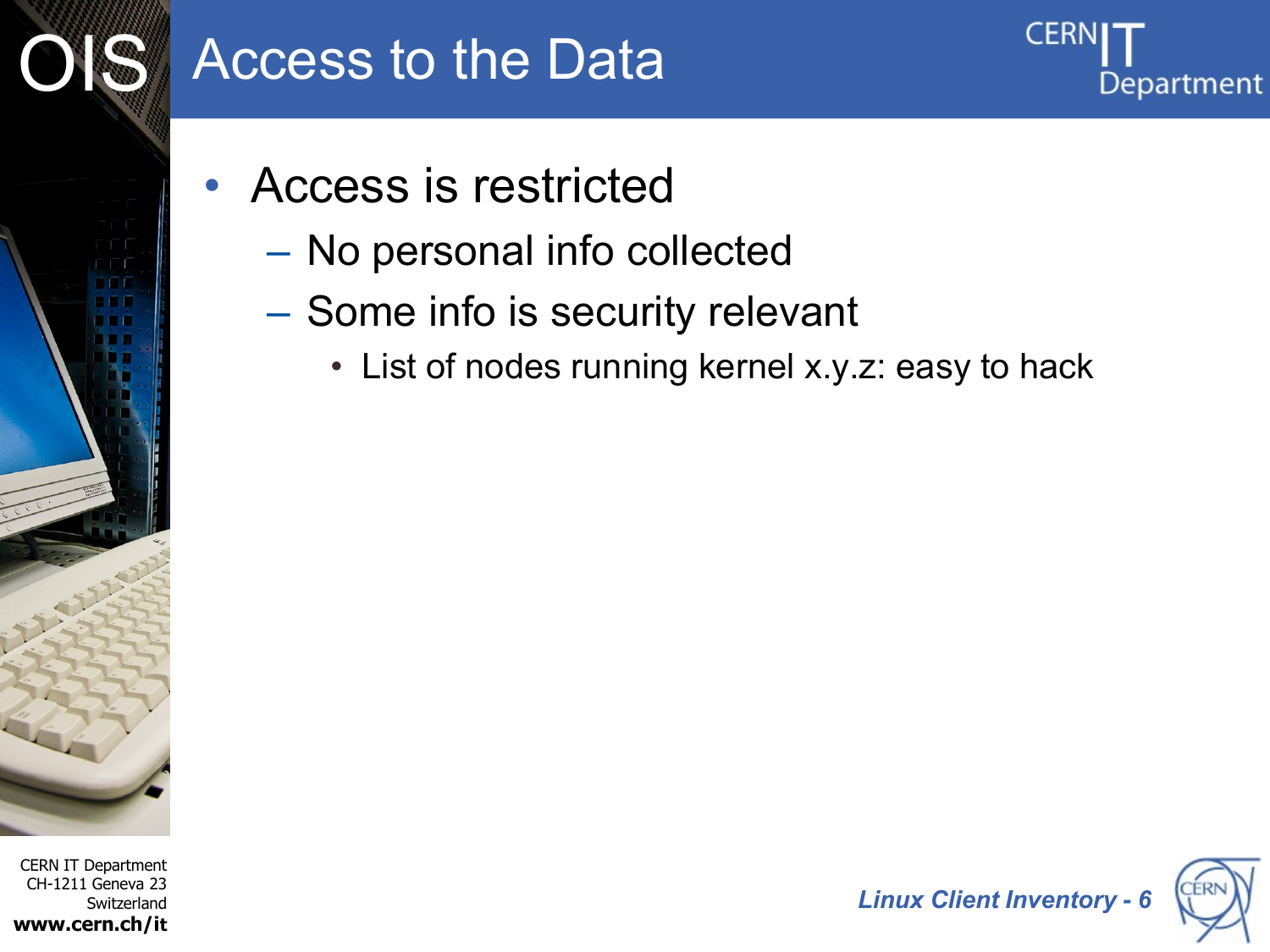# Access to the Data

- Access is restricted
  - No personal info collected
  - Some info is security relevant
    - List of nodes running kernel x.y.z: easy to hack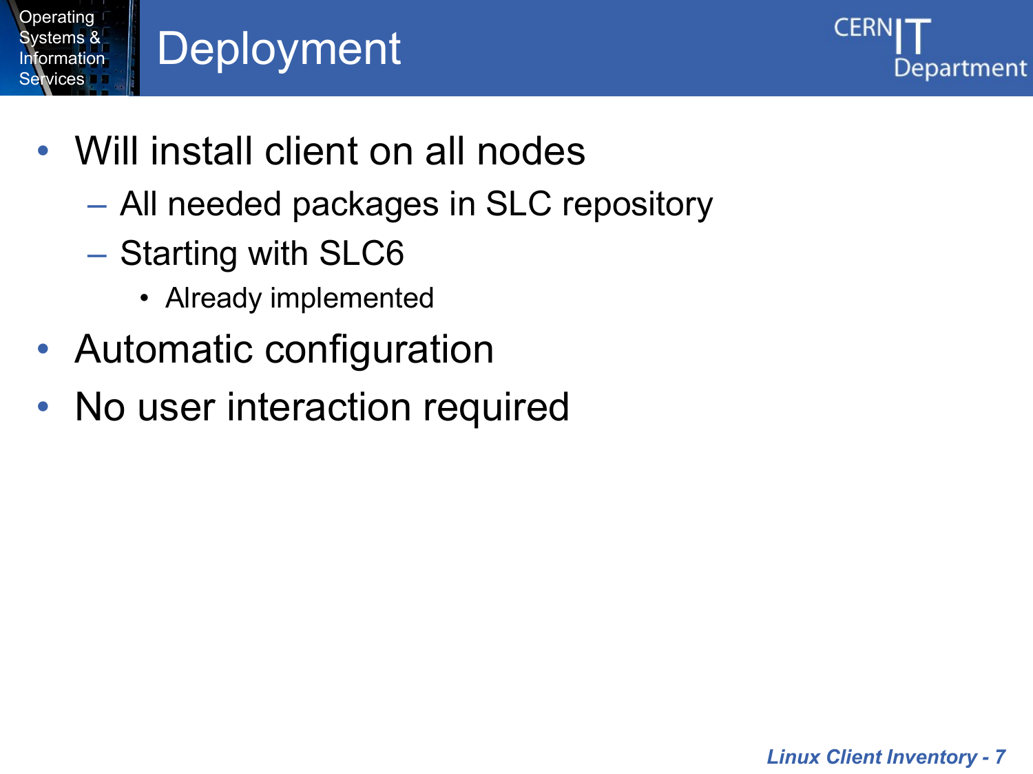# Deployment

- Will install client on all nodes
  - All needed packages in SLC repository
  - Starting with SLC6
    - Already implemented
- Automatic configuration
- No user interaction required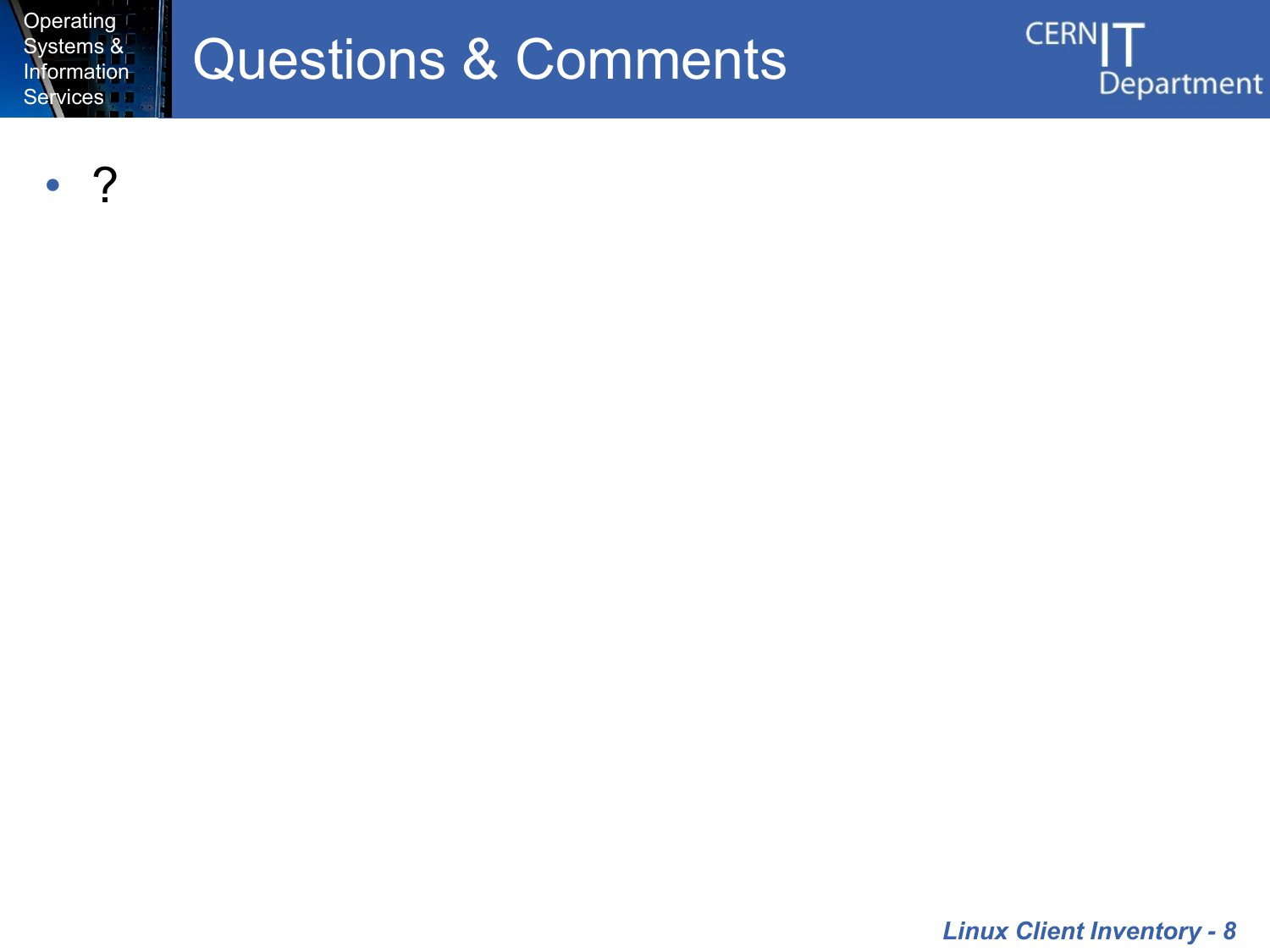# Questions & Comments

- ?